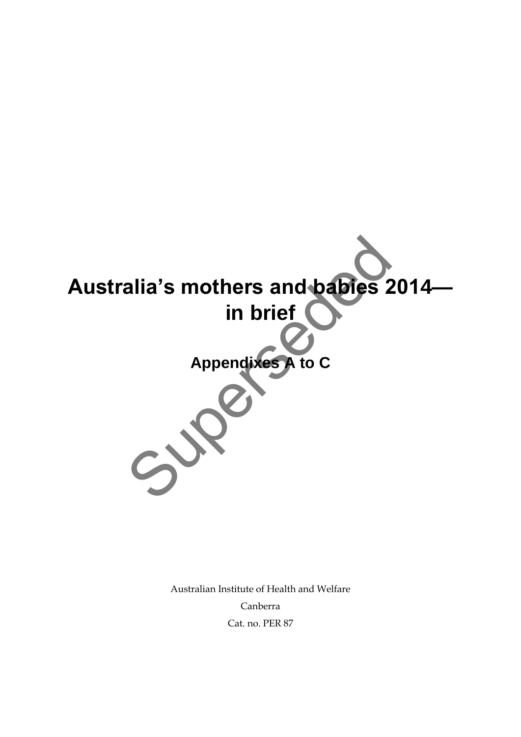# Australia's mothers and babies 2014—in brief

## Appendixes A to C

Superseded

Australian Institute of Health and Welfare

Canberra

Cat. no. PER 87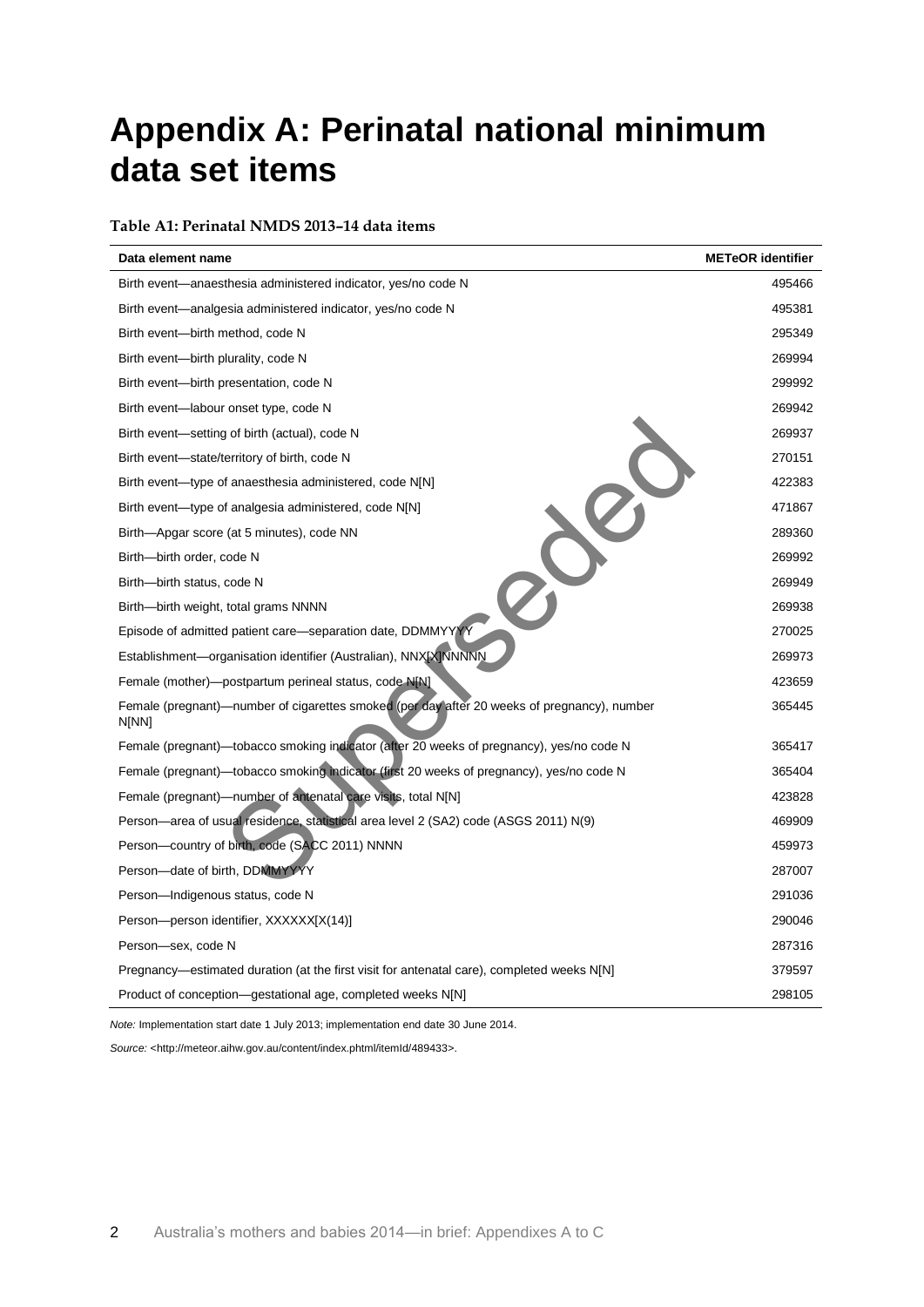# Appendix A: Perinatal national minimum data set items

**Table A1: Perinatal NMDS 2013–14 data items**

| Data element name | METeOR identifier |
|---|---|
| Birth event—anaesthesia administered indicator, yes/no code N | 495466 |
| Birth event—analgesia administered indicator, yes/no code N | 495381 |
| Birth event—birth method, code N | 295349 |
| Birth event—birth plurality, code N | 269994 |
| Birth event—birth presentation, code N | 299992 |
| Birth event—labour onset type, code N | 269942 |
| Birth event—setting of birth (actual), code N | 269937 |
| Birth event—state/territory of birth, code N | 270151 |
| Birth event—type of anaesthesia administered, code N[N] | 422383 |
| Birth event—type of analgesia administered, code N[N] | 471867 |
| Birth—Apgar score (at 5 minutes), code NN | 289360 |
| Birth—birth order, code N | 269992 |
| Birth—birth status, code N | 269949 |
| Birth—birth weight, total grams NNNN | 269938 |
| Episode of admitted patient care—separation date, DDMMYYYY | 270025 |
| Establishment—organisation identifier (Australian), NNX[X]NNNNN | 269973 |
| Female (mother)—postpartum perineal status, code N[N] | 423659 |
| Female (pregnant)—number of cigarettes smoked (per day after 20 weeks of pregnancy), number N[NN] | 365445 |
| Female (pregnant)—tobacco smoking indicator (after 20 weeks of pregnancy), yes/no code N | 365417 |
| Female (pregnant)—tobacco smoking indicator (first 20 weeks of pregnancy), yes/no code N | 365404 |
| Female (pregnant)—number of antenatal care visits, total N[N] | 423828 |
| Person—area of usual residence, statistical area level 2 (SA2) code (ASGS 2011) N(9) | 469909 |
| Person—country of birth, code (SACC 2011) NNNN | 459973 |
| Person—date of birth, DDMMYYYY | 287007 |
| Person—Indigenous status, code N | 291036 |
| Person—person identifier, XXXXXX[X(14)] | 290046 |
| Person—sex, code N | 287316 |
| Pregnancy—estimated duration (at the first visit for antenatal care), completed weeks N[N] | 379597 |
| Product of conception—gestational age, completed weeks N[N] | 298105 |

*Note:* Implementation start date 1 July 2013; implementation end date 30 June 2014.

*Source:* <http://meteor.aihw.gov.au/content/index.phtml/itemId/489433>.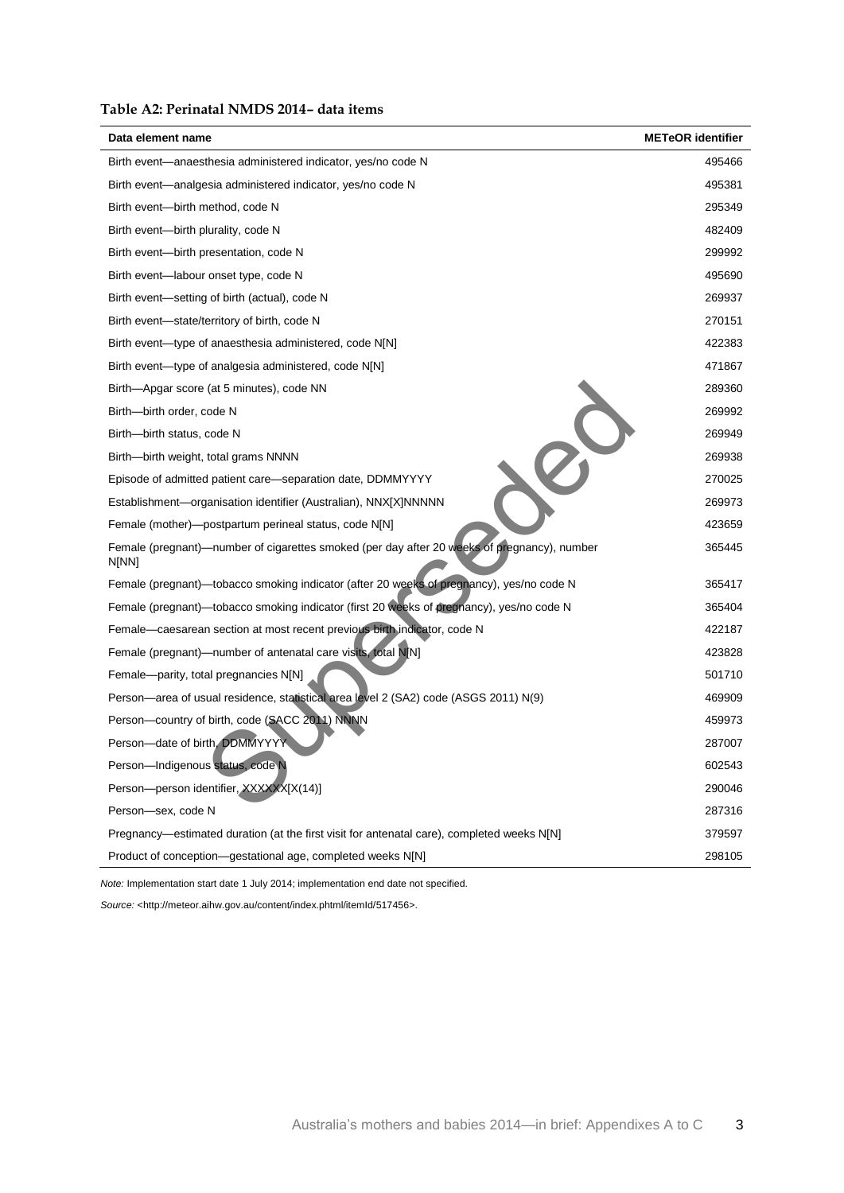**Table A2: Perinatal NMDS 2014– data items**

| Data element name | METeOR identifier |
|---|---|
| Birth event—anaesthesia administered indicator, yes/no code N | 495466 |
| Birth event—analgesia administered indicator, yes/no code N | 495381 |
| Birth event—birth method, code N | 295349 |
| Birth event—birth plurality, code N | 482409 |
| Birth event—birth presentation, code N | 299992 |
| Birth event—labour onset type, code N | 495690 |
| Birth event—setting of birth (actual), code N | 269937 |
| Birth event—state/territory of birth, code N | 270151 |
| Birth event—type of anaesthesia administered, code N[N] | 422383 |
| Birth event—type of analgesia administered, code N[N] | 471867 |
| Birth—Apgar score (at 5 minutes), code NN | 289360 |
| Birth—birth order, code N | 269992 |
| Birth—birth status, code N | 269949 |
| Birth—birth weight, total grams NNNN | 269938 |
| Episode of admitted patient care—separation date, DDMMYYYY | 270025 |
| Establishment—organisation identifier (Australian), NNX[X]NNNNN | 269973 |
| Female (mother)—postpartum perineal status, code N[N] | 423659 |
| Female (pregnant)—number of cigarettes smoked (per day after 20 weeks of pregnancy), number N[NN] | 365445 |
| Female (pregnant)—tobacco smoking indicator (after 20 weeks of pregnancy), yes/no code N | 365417 |
| Female (pregnant)—tobacco smoking indicator (first 20 weeks of pregnancy), yes/no code N | 365404 |
| Female—caesarean section at most recent previous birth indicator, code N | 422187 |
| Female (pregnant)—number of antenatal care visits, total N[N] | 423828 |
| Female—parity, total pregnancies N[N] | 501710 |
| Person—area of usual residence, statistical area level 2 (SA2) code (ASGS 2011) N(9) | 469909 |
| Person—country of birth, code (SACC 2011) NNNN | 459973 |
| Person—date of birth, DDMMYYYY | 287007 |
| Person—Indigenous status, code N | 602543 |
| Person—person identifier, XXXXXX[X(14)] | 290046 |
| Person—sex, code N | 287316 |
| Pregnancy—estimated duration (at the first visit for antenatal care), completed weeks N[N] | 379597 |
| Product of conception—gestational age, completed weeks N[N] | 298105 |

*Note:* Implementation start date 1 July 2014; implementation end date not specified.

*Source:* <http://meteor.aihw.gov.au/content/index.phtml/itemId/517456>.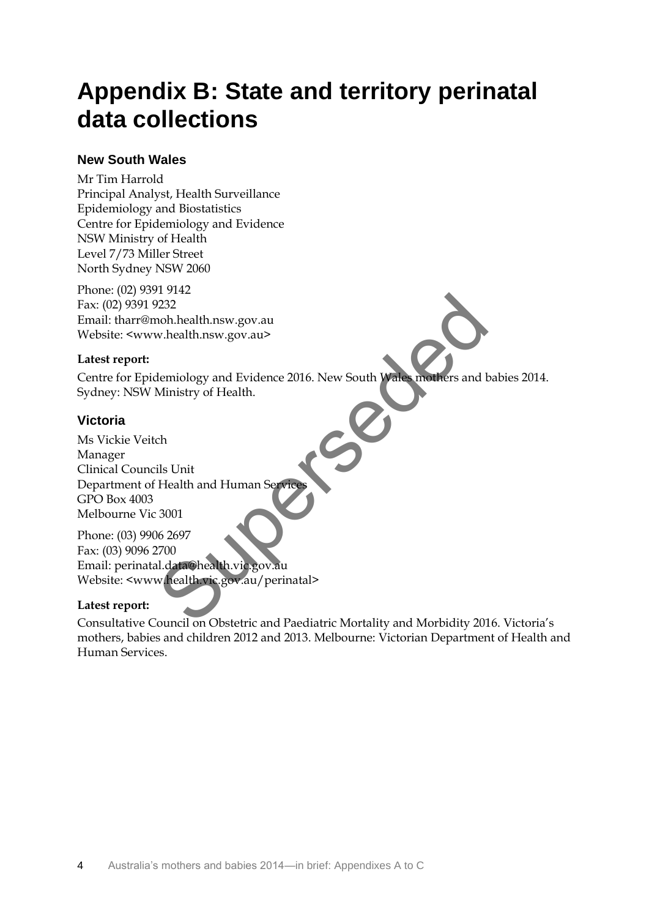# Appendix B: State and territory perinatal data collections

## New South Wales

Mr Tim Harrold
Principal Analyst, Health Surveillance
Epidemiology and Biostatistics
Centre for Epidemiology and Evidence
NSW Ministry of Health
Level 7/73 Miller Street
North Sydney NSW 2060

Phone: (02) 9391 9142
Fax: (02) 9391 9232
Email: tharr@moh.health.nsw.gov.au
Website: <www.health.nsw.gov.au>

**Latest report:**

Centre for Epidemiology and Evidence 2016. New South Wales mothers and babies 2014. Sydney: NSW Ministry of Health.

## Victoria

Ms Vickie Veitch
Manager
Clinical Councils Unit
Department of Health and Human Services
GPO Box 4003
Melbourne Vic 3001

Phone: (03) 9906 2697
Fax: (03) 9096 2700
Email: perinatal.data@health.vic.gov.au
Website: <www.health.vic.gov.au/perinatal>

**Latest report:**

Consultative Council on Obstetric and Paediatric Mortality and Morbidity 2016. Victoria's mothers, babies and children 2012 and 2013. Melbourne: Victorian Department of Health and Human Services.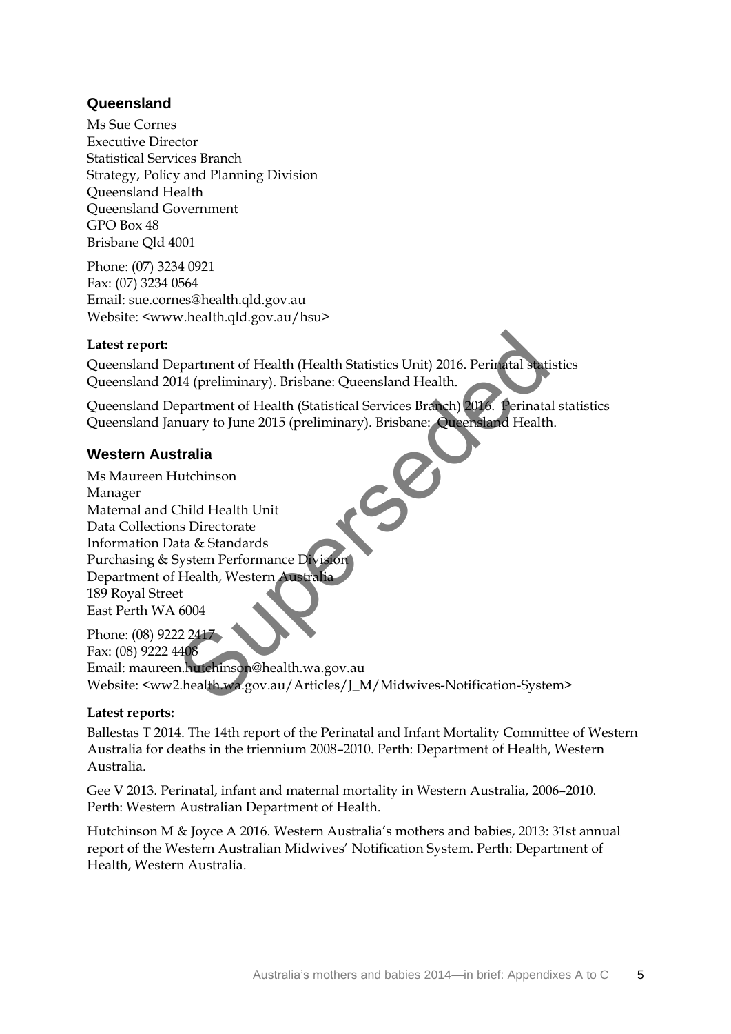## Queensland

Ms Sue Cornes
Executive Director
Statistical Services Branch
Strategy, Policy and Planning Division
Queensland Health
Queensland Government
GPO Box 48
Brisbane Qld 4001

Phone: (07) 3234 0921
Fax: (07) 3234 0564
Email: sue.cornes@health.qld.gov.au
Website: <www.health.qld.gov.au/hsu>

**Latest report:**

Queensland Department of Health (Health Statistics Unit) 2016. Perinatal statistics Queensland 2014 (preliminary). Brisbane: Queensland Health.

Queensland Department of Health (Statistical Services Branch) 2016. Perinatal statistics Queensland January to June 2015 (preliminary). Brisbane: Queensland Health.

## Western Australia

Ms Maureen Hutchinson
Manager
Maternal and Child Health Unit
Data Collections Directorate
Information Data & Standards
Purchasing & System Performance Division
Department of Health, Western Australia
189 Royal Street
East Perth WA 6004

Phone: (08) 9222 2417
Fax: (08) 9222 4408
Email: maureen.hutchinson@health.wa.gov.au
Website: <ww2.health.wa.gov.au/Articles/J_M/Midwives-Notification-System>

**Latest reports:**

Ballestas T 2014. The 14th report of the Perinatal and Infant Mortality Committee of Western Australia for deaths in the triennium 2008–2010. Perth: Department of Health, Western Australia.

Gee V 2013. Perinatal, infant and maternal mortality in Western Australia, 2006–2010. Perth: Western Australian Department of Health.

Hutchinson M & Joyce A 2016. Western Australia's mothers and babies, 2013: 31st annual report of the Western Australian Midwives' Notification System. Perth: Department of Health, Western Australia.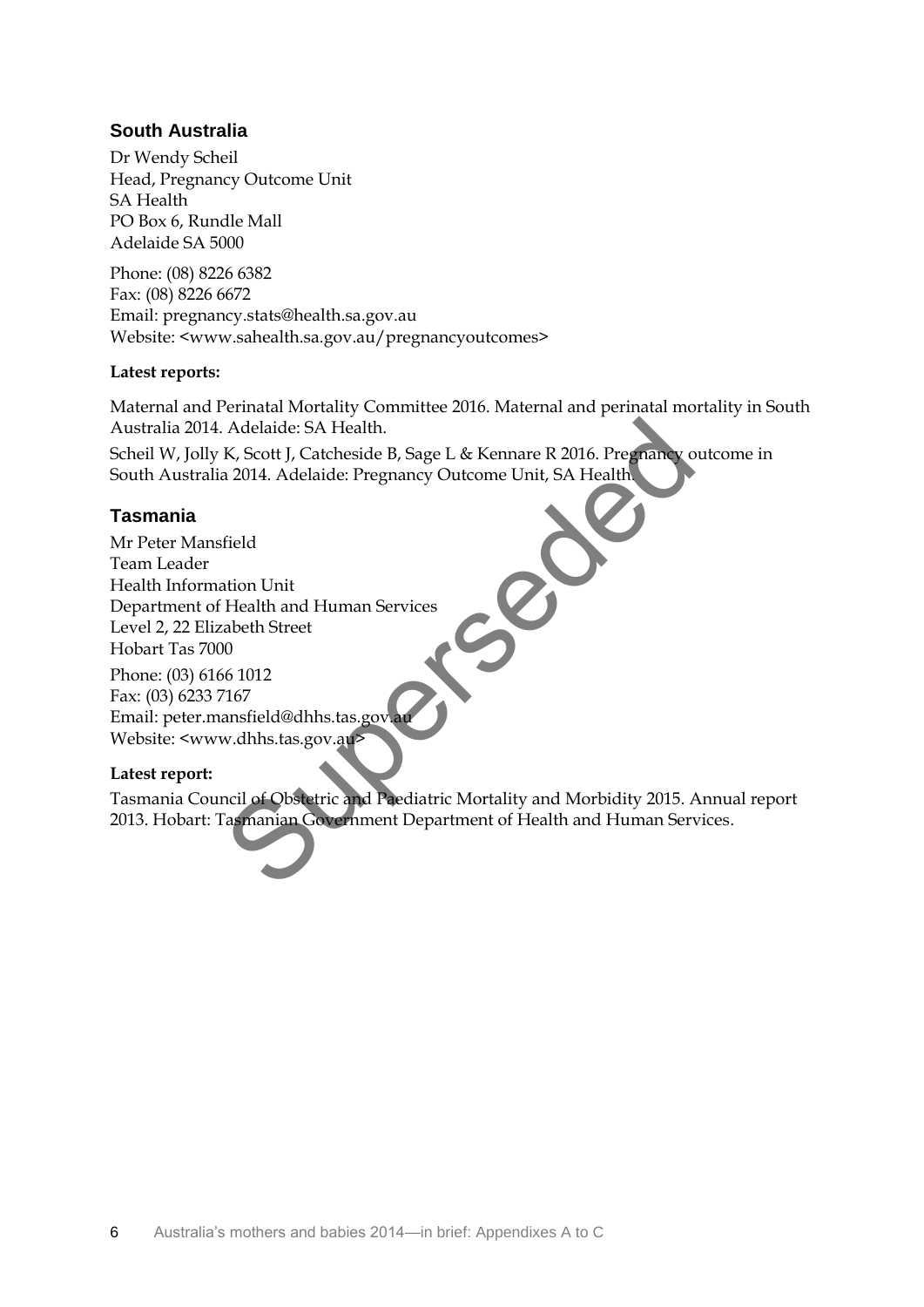## South Australia

Dr Wendy Scheil
Head, Pregnancy Outcome Unit
SA Health
PO Box 6, Rundle Mall
Adelaide SA 5000

Phone: (08) 8226 6382
Fax: (08) 8226 6672
Email: pregnancy.stats@health.sa.gov.au
Website: <www.sahealth.sa.gov.au/pregnancyoutcomes>

**Latest reports:**

Maternal and Perinatal Mortality Committee 2016. Maternal and perinatal mortality in South Australia 2014. Adelaide: SA Health.

Scheil W, Jolly K, Scott J, Catcheside B, Sage L & Kennare R 2016. Pregnancy outcome in South Australia 2014. Adelaide: Pregnancy Outcome Unit, SA Health.

## Tasmania

Mr Peter Mansfield
Team Leader
Health Information Unit
Department of Health and Human Services
Level 2, 22 Elizabeth Street
Hobart Tas 7000

Phone: (03) 6166 1012
Fax: (03) 6233 7167
Email: peter.mansfield@dhhs.tas.gov.au
Website: <www.dhhs.tas.gov.au>

**Latest report:**

Tasmania Council of Obstetric and Paediatric Mortality and Morbidity 2015. Annual report 2013. Hobart: Tasmanian Government Department of Health and Human Services.

Superseded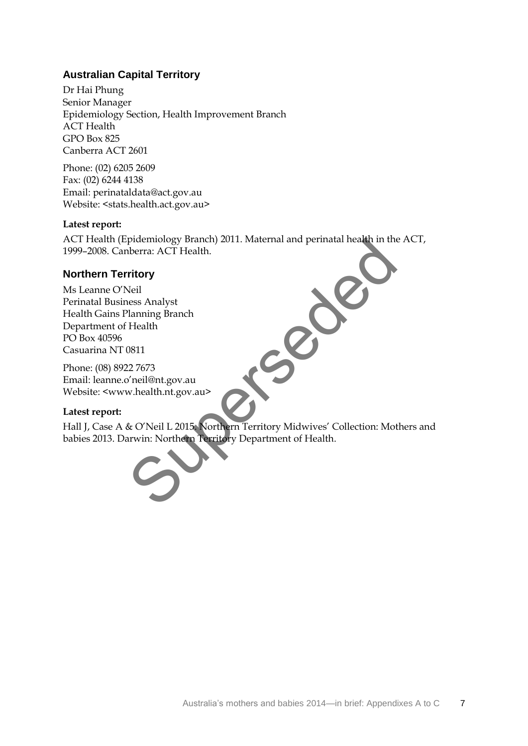## Australian Capital Territory

Dr Hai Phung
Senior Manager
Epidemiology Section, Health Improvement Branch
ACT Health
GPO Box 825
Canberra ACT 2601

Phone: (02) 6205 2609
Fax: (02) 6244 4138
Email: perinataldata@act.gov.au
Website: <stats.health.act.gov.au>

**Latest report:**

ACT Health (Epidemiology Branch) 2011. Maternal and perinatal health in the ACT, 1999–2008. Canberra: ACT Health.

## Northern Territory

Ms Leanne O'Neil
Perinatal Business Analyst
Health Gains Planning Branch
Department of Health
PO Box 40596
Casuarina NT 0811

Phone: (08) 8922 7673
Email: leanne.o'neil@nt.gov.au
Website: <www.health.nt.gov.au>

**Latest report:**

Hall J, Case A & O'Neil L 2015. Northern Territory Midwives' Collection: Mothers and babies 2013. Darwin: Northern Territory Department of Health.

Superseded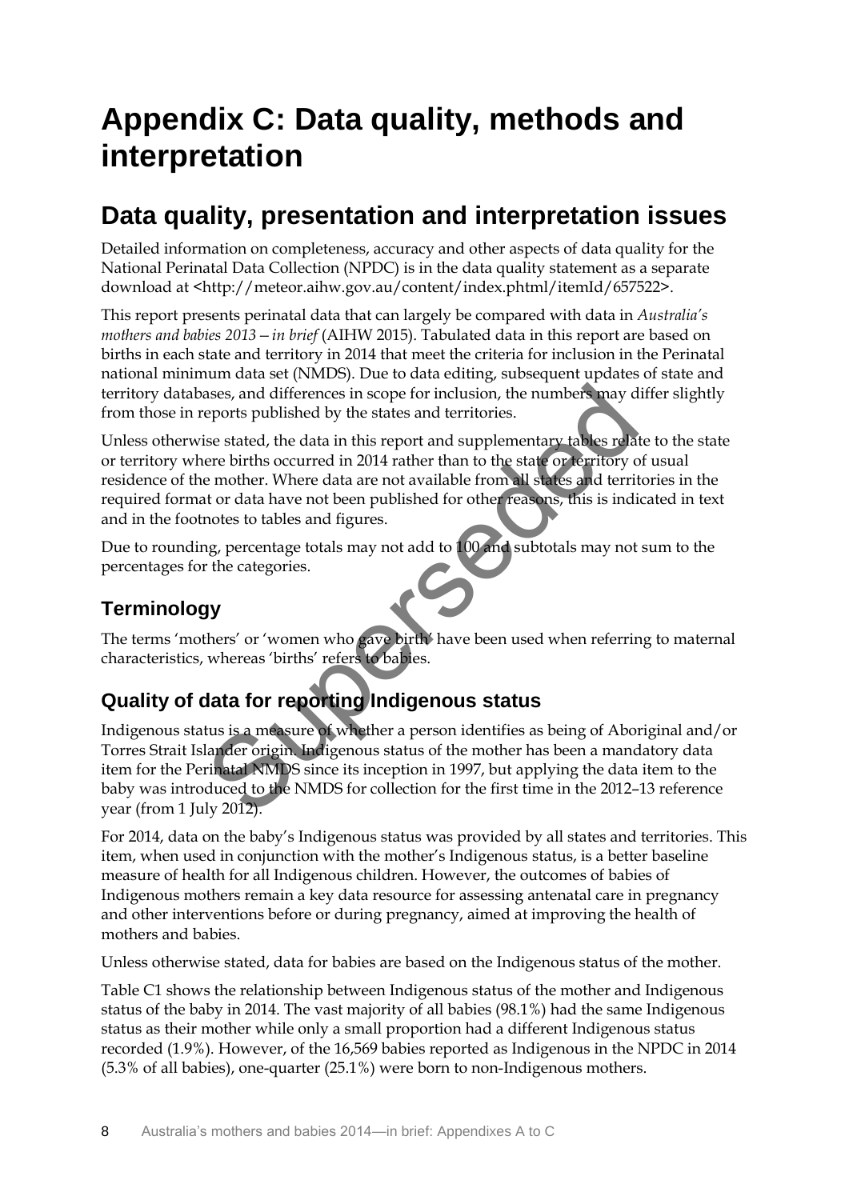# Appendix C: Data quality, methods and interpretation

## Data quality, presentation and interpretation issues

Detailed information on completeness, accuracy and other aspects of data quality for the National Perinatal Data Collection (NPDC) is in the data quality statement as a separate download at <http://meteor.aihw.gov.au/content/index.phtml/itemId/657522>.

This report presents perinatal data that can largely be compared with data in *Australia's mothers and babies 2013—in brief* (AIHW 2015). Tabulated data in this report are based on births in each state and territory in 2014 that meet the criteria for inclusion in the Perinatal national minimum data set (NMDS). Due to data editing, subsequent updates of state and territory databases, and differences in scope for inclusion, the numbers may differ slightly from those in reports published by the states and territories.

Unless otherwise stated, the data in this report and supplementary tables relate to the state or territory where births occurred in 2014 rather than to the state or territory of usual residence of the mother. Where data are not available from all states and territories in the required format or data have not been published for other reasons, this is indicated in text and in the footnotes to tables and figures.

Due to rounding, percentage totals may not add to 100 and subtotals may not sum to the percentages for the categories.

### Terminology

The terms 'mothers' or 'women who gave birth' have been used when referring to maternal characteristics, whereas 'births' refers to babies.

### Quality of data for reporting Indigenous status

Indigenous status is a measure of whether a person identifies as being of Aboriginal and/or Torres Strait Islander origin. Indigenous status of the mother has been a mandatory data item for the Perinatal NMDS since its inception in 1997, but applying the data item to the baby was introduced to the NMDS for collection for the first time in the 2012–13 reference year (from 1 July 2012).

For 2014, data on the baby's Indigenous status was provided by all states and territories. This item, when used in conjunction with the mother's Indigenous status, is a better baseline measure of health for all Indigenous children. However, the outcomes of babies of Indigenous mothers remain a key data resource for assessing antenatal care in pregnancy and other interventions before or during pregnancy, aimed at improving the health of mothers and babies.

Unless otherwise stated, data for babies are based on the Indigenous status of the mother.

Table C1 shows the relationship between Indigenous status of the mother and Indigenous status of the baby in 2014. The vast majority of all babies (98.1%) had the same Indigenous status as their mother while only a small proportion had a different Indigenous status recorded (1.9%). However, of the 16,569 babies reported as Indigenous in the NPDC in 2014 (5.3% of all babies), one-quarter (25.1%) were born to non-Indigenous mothers.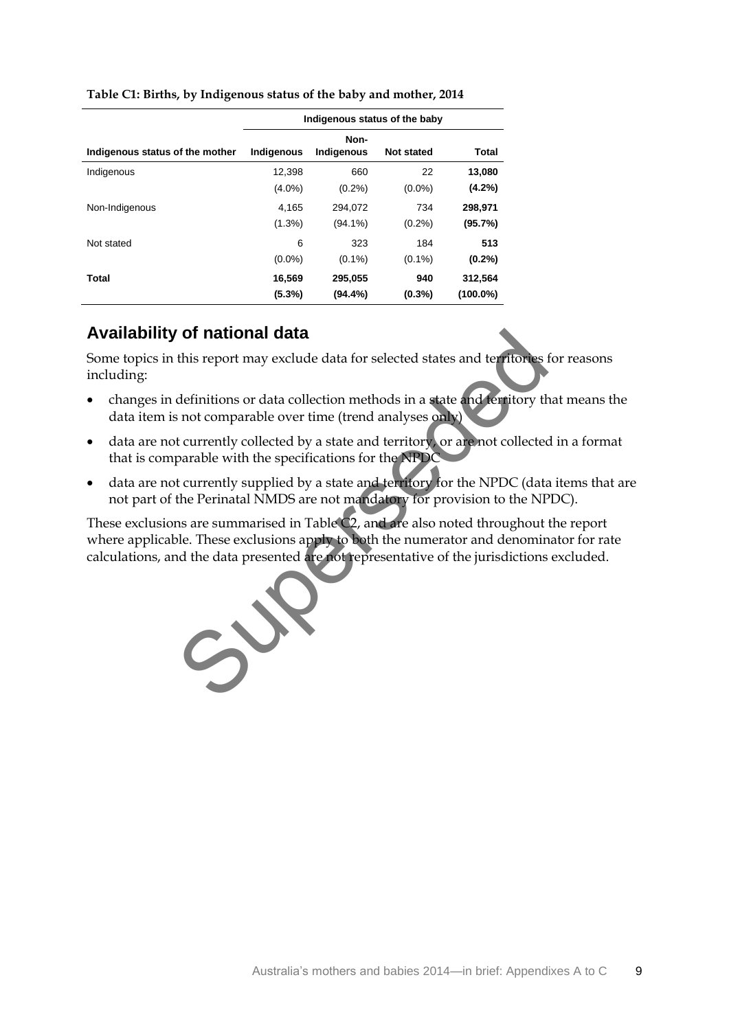**Table C1: Births, by Indigenous status of the baby and mother, 2014**

| | Indigenous status of the baby | | | |
|---|---|---|---|---|
| Indigenous status of the mother | Indigenous | Non-Indigenous | Not stated | Total |
| Indigenous | 12,398 | 660 | 22 | **13,080** |
| | (4.0%) | (0.2%) | (0.0%) | **(4.2%)** |
| Non-Indigenous | 4,165 | 294,072 | 734 | **298,971** |
| | (1.3%) | (94.1%) | (0.2%) | **(95.7%)** |
| Not stated | 6 | 323 | 184 | **513** |
| | (0.0%) | (0.1%) | (0.1%) | **(0.2%)** |
| **Total** | **16,569** | **295,055** | **940** | **312,564** |
| | **(5.3%)** | **(94.4%)** | **(0.3%)** | **(100.0%)** |

## Availability of national data

Some topics in this report may exclude data for selected states and territories for reasons including:

- changes in definitions or data collection methods in a state and territory that means the data item is not comparable over time (trend analyses only)
- data are not currently collected by a state and territory, or are not collected in a format that is comparable with the specifications for the NPDC
- data are not currently supplied by a state and territory for the NPDC (data items that are not part of the Perinatal NMDS are not mandatory for provision to the NPDC).

These exclusions are summarised in Table C2, and are also noted throughout the report where applicable. These exclusions apply to both the numerator and denominator for rate calculations, and the data presented are not representative of the jurisdictions excluded.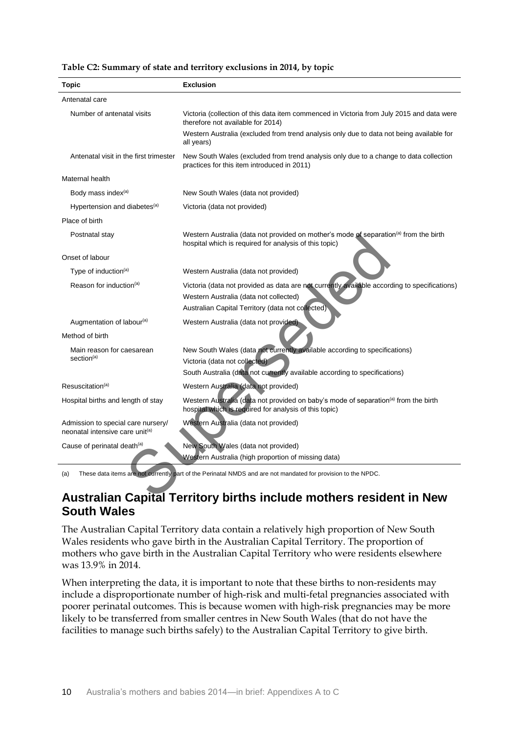**Table C2: Summary of state and territory exclusions in 2014, by topic**

| Topic | Exclusion |
|---|---|
| Antenatal care | |
| Number of antenatal visits | Victoria (collection of this data item commenced in Victoria from July 2015 and data were therefore not available for 2014) |
| | Western Australia (excluded from trend analysis only due to data not being available for all years) |
| Antenatal visit in the first trimester | New South Wales (excluded from trend analysis only due to a change to data collection practices for this item introduced in 2011) |
| Maternal health | |
| Body mass index[(a)] | New South Wales (data not provided) |
| Hypertension and diabetes[(a)] | Victoria (data not provided) |
| Place of birth | |
| Postnatal stay | Western Australia (data not provided on mother's mode of separation[(a)] from the birth hospital which is required for analysis of this topic) |
| Onset of labour | |
| Type of induction[(a)] | Western Australia (data not provided) |
| Reason for induction[(a)] | Victoria (data not provided as data are not currently available according to specifications) |
| | Western Australia (data not collected) |
| | Australian Capital Territory (data not collected) |
| Augmentation of labour[(a)] | Western Australia (data not provided) |
| Method of birth | |
| Main reason for caesarean section[(a)] | New South Wales (data not currently available according to specifications) |
| | Victoria (data not collected) |
| | South Australia (data not currently available according to specifications) |
| Resuscitation[(a)] | Western Australia (data not provided) |
| Hospital births and length of stay | Western Australia (data not provided on baby's mode of separation[(a)] from the birth hospital which is required for analysis of this topic) |
| Admission to special care nursery/ neonatal intensive care unit[(a)] | Western Australia (data not provided) |
| Cause of perinatal death[(a)] | New South Wales (data not provided) |
| | Western Australia (high proportion of missing data) |

(a) These data items are not currently part of the Perinatal NMDS and are not mandated for provision to the NPDC.

## Australian Capital Territory births include mothers resident in New South Wales

The Australian Capital Territory data contain a relatively high proportion of New South Wales residents who gave birth in the Australian Capital Territory. The proportion of mothers who gave birth in the Australian Capital Territory who were residents elsewhere was 13.9% in 2014.

When interpreting the data, it is important to note that these births to non-residents may include a disproportionate number of high-risk and multi-fetal pregnancies associated with poorer perinatal outcomes. This is because women with high-risk pregnancies may be more likely to be transferred from smaller centres in New South Wales (that do not have the facilities to manage such births safely) to the Australian Capital Territory to give birth.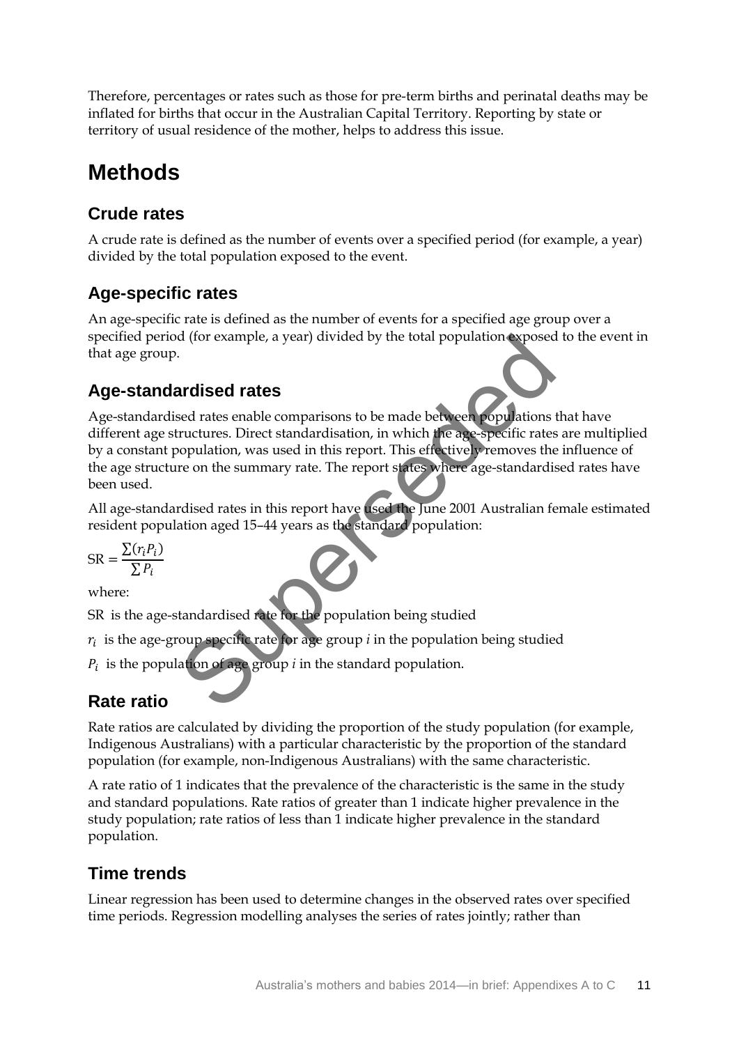Therefore, percentages or rates such as those for pre-term births and perinatal deaths may be inflated for births that occur in the Australian Capital Territory. Reporting by state or territory of usual residence of the mother, helps to address this issue.

# Methods

## Crude rates

A crude rate is defined as the number of events over a specified period (for example, a year) divided by the total population exposed to the event.

## Age-specific rates

An age-specific rate is defined as the number of events for a specified age group over a specified period (for example, a year) divided by the total population exposed to the event in that age group.

## Age-standardised rates

Age-standardised rates enable comparisons to be made between populations that have different age structures. Direct standardisation, in which the age-specific rates are multiplied by a constant population, was used in this report. This effectively removes the influence of the age structure on the summary rate. The report states where age-standardised rates have been used.

All age-standardised rates in this report have used the June 2001 Australian female estimated resident population aged 15–44 years as the standard population:

$$SR = \frac{\sum(r_i P_i)}{\sum P_i}$$

where:

$SR$ is the age-standardised rate for the population being studied

$r_i$ is the age-group specific rate for age group $i$ in the population being studied

$P_i$ is the population of age group $i$ in the standard population.

## Rate ratio

Rate ratios are calculated by dividing the proportion of the study population (for example, Indigenous Australians) with a particular characteristic by the proportion of the standard population (for example, non-Indigenous Australians) with the same characteristic.

A rate ratio of 1 indicates that the prevalence of the characteristic is the same in the study and standard populations. Rate ratios of greater than 1 indicate higher prevalence in the study population; rate ratios of less than 1 indicate higher prevalence in the standard population.

## Time trends

Linear regression has been used to determine changes in the observed rates over specified time periods. Regression modelling analyses the series of rates jointly; rather than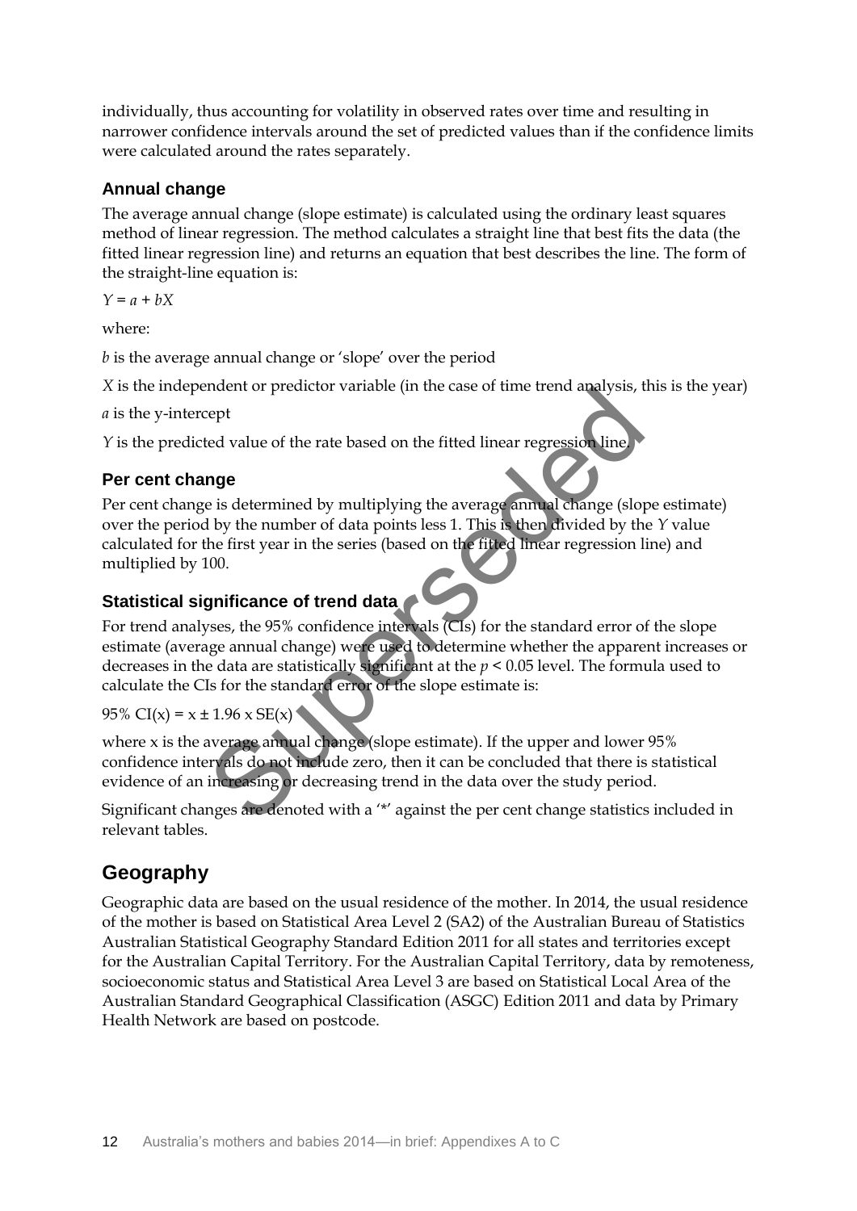individually, thus accounting for volatility in observed rates over time and resulting in narrower confidence intervals around the set of predicted values than if the confidence limits were calculated around the rates separately.

### Annual change

The average annual change (slope estimate) is calculated using the ordinary least squares method of linear regression. The method calculates a straight line that best fits the data (the fitted linear regression line) and returns an equation that best describes the line. The form of the straight-line equation is:

$Y = a + bX$

where:

$b$ is the average annual change or 'slope' over the period

$X$ is the independent or predictor variable (in the case of time trend analysis, this is the year)

$a$ is the y-intercept

$Y$ is the predicted value of the rate based on the fitted linear regression line.

### Per cent change

Per cent change is determined by multiplying the average annual change (slope estimate) over the period by the number of data points less 1. This is then divided by the $Y$ value calculated for the first year in the series (based on the fitted linear regression line) and multiplied by 100.

### Statistical significance of trend data

For trend analyses, the 95% confidence intervals (CIs) for the standard error of the slope estimate (average annual change) were used to determine whether the apparent increases or decreases in the data are statistically significant at the $p < 0.05$ level. The formula used to calculate the CIs for the standard error of the slope estimate is:

$95\%\ CI(x) = x \pm 1.96 \times SE(x)$

where x is the average annual change (slope estimate). If the upper and lower 95% confidence intervals do not include zero, then it can be concluded that there is statistical evidence of an increasing or decreasing trend in the data over the study period.

Significant changes are denoted with a '*' against the per cent change statistics included in relevant tables.

## Geography

Geographic data are based on the usual residence of the mother. In 2014, the usual residence of the mother is based on Statistical Area Level 2 (SA2) of the Australian Bureau of Statistics Australian Statistical Geography Standard Edition 2011 for all states and territories except for the Australian Capital Territory. For the Australian Capital Territory, data by remoteness, socioeconomic status and Statistical Area Level 3 are based on Statistical Local Area of the Australian Standard Geographical Classification (ASGC) Edition 2011 and data by Primary Health Network are based on postcode.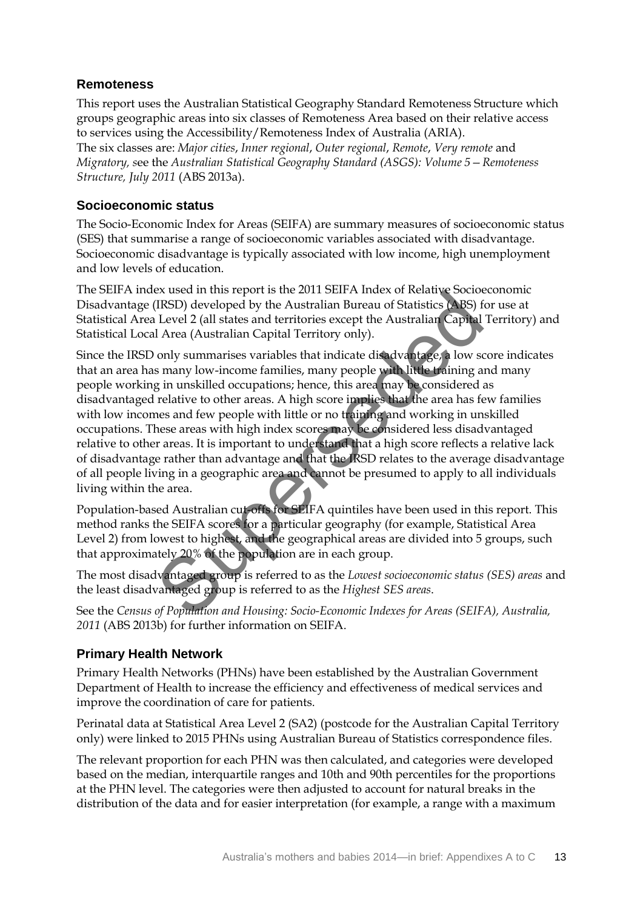## Remoteness

This report uses the Australian Statistical Geography Standard Remoteness Structure which groups geographic areas into six classes of Remoteness Area based on their relative access to services using the Accessibility/Remoteness Index of Australia (ARIA).
The six classes are: *Major cities*, *Inner regional*, *Outer regional*, *Remote*, *Very remote* and *Migratory,* see the *Australian Statistical Geography Standard (ASGS): Volume 5—Remoteness Structure, July 2011* (ABS 2013a).

## Socioeconomic status

The Socio-Economic Index for Areas (SEIFA) are summary measures of socioeconomic status (SES) that summarise a range of socioeconomic variables associated with disadvantage. Socioeconomic disadvantage is typically associated with low income, high unemployment and low levels of education.

The SEIFA index used in this report is the 2011 SEIFA Index of Relative Socioeconomic Disadvantage (IRSD) developed by the Australian Bureau of Statistics (ABS) for use at Statistical Area Level 2 (all states and territories except the Australian Capital Territory) and Statistical Local Area (Australian Capital Territory only).

Since the IRSD only summarises variables that indicate disadvantage, a low score indicates that an area has many low-income families, many people with little training and many people working in unskilled occupations; hence, this area may be considered as disadvantaged relative to other areas. A high score implies that the area has few families with low incomes and few people with little or no training and working in unskilled occupations. These areas with high index scores may be considered less disadvantaged relative to other areas. It is important to understand that a high score reflects a relative lack of disadvantage rather than advantage and that the IRSD relates to the average disadvantage of all people living in a geographic area and cannot be presumed to apply to all individuals living within the area.

Population-based Australian cut-offs for SEIFA quintiles have been used in this report. This method ranks the SEIFA scores for a particular geography (for example, Statistical Area Level 2) from lowest to highest, and the geographical areas are divided into 5 groups, such that approximately 20% of the population are in each group.

The most disadvantaged group is referred to as the *Lowest socioeconomic status (SES) areas* and the least disadvantaged group is referred to as the *Highest SES areas*.

See the *Census of Population and Housing: Socio-Economic Indexes for Areas (SEIFA), Australia, 2011* (ABS 2013b) for further information on SEIFA.

## Primary Health Network

Primary Health Networks (PHNs) have been established by the Australian Government Department of Health to increase the efficiency and effectiveness of medical services and improve the coordination of care for patients.

Perinatal data at Statistical Area Level 2 (SA2) (postcode for the Australian Capital Territory only) were linked to 2015 PHNs using Australian Bureau of Statistics correspondence files.

The relevant proportion for each PHN was then calculated, and categories were developed based on the median, interquartile ranges and 10th and 90th percentiles for the proportions at the PHN level. The categories were then adjusted to account for natural breaks in the distribution of the data and for easier interpretation (for example, a range with a maximum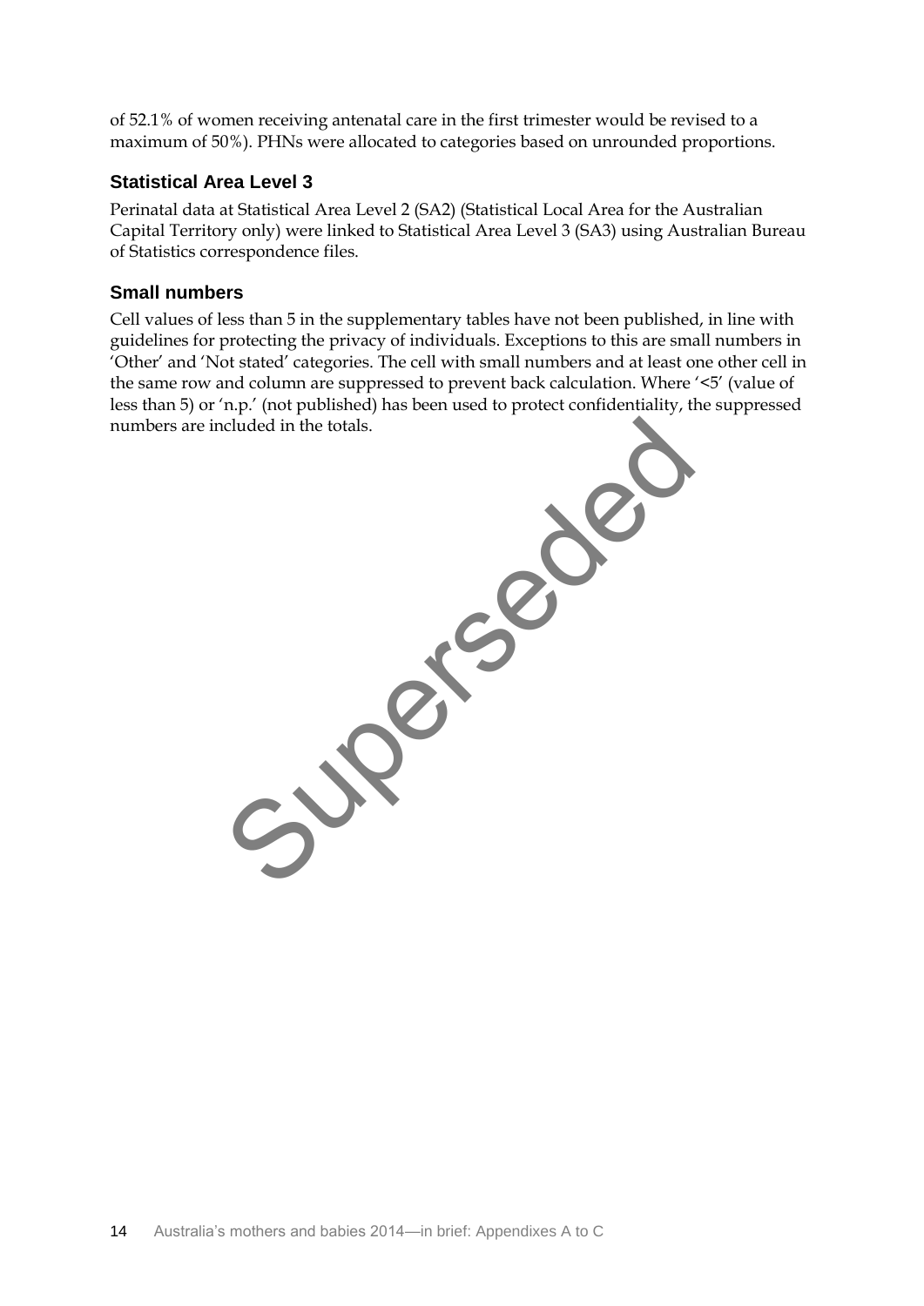of 52.1% of women receiving antenatal care in the first trimester would be revised to a maximum of 50%). PHNs were allocated to categories based on unrounded proportions.

### Statistical Area Level 3

Perinatal data at Statistical Area Level 2 (SA2) (Statistical Local Area for the Australian Capital Territory only) were linked to Statistical Area Level 3 (SA3) using Australian Bureau of Statistics correspondence files.

### Small numbers

Cell values of less than 5 in the supplementary tables have not been published, in line with guidelines for protecting the privacy of individuals. Exceptions to this are small numbers in 'Other' and 'Not stated' categories. The cell with small numbers and at least one other cell in the same row and column are suppressed to prevent back calculation. Where '<5' (value of less than 5) or 'n.p.' (not published) has been used to protect confidentiality, the suppressed numbers are included in the totals.

Superseded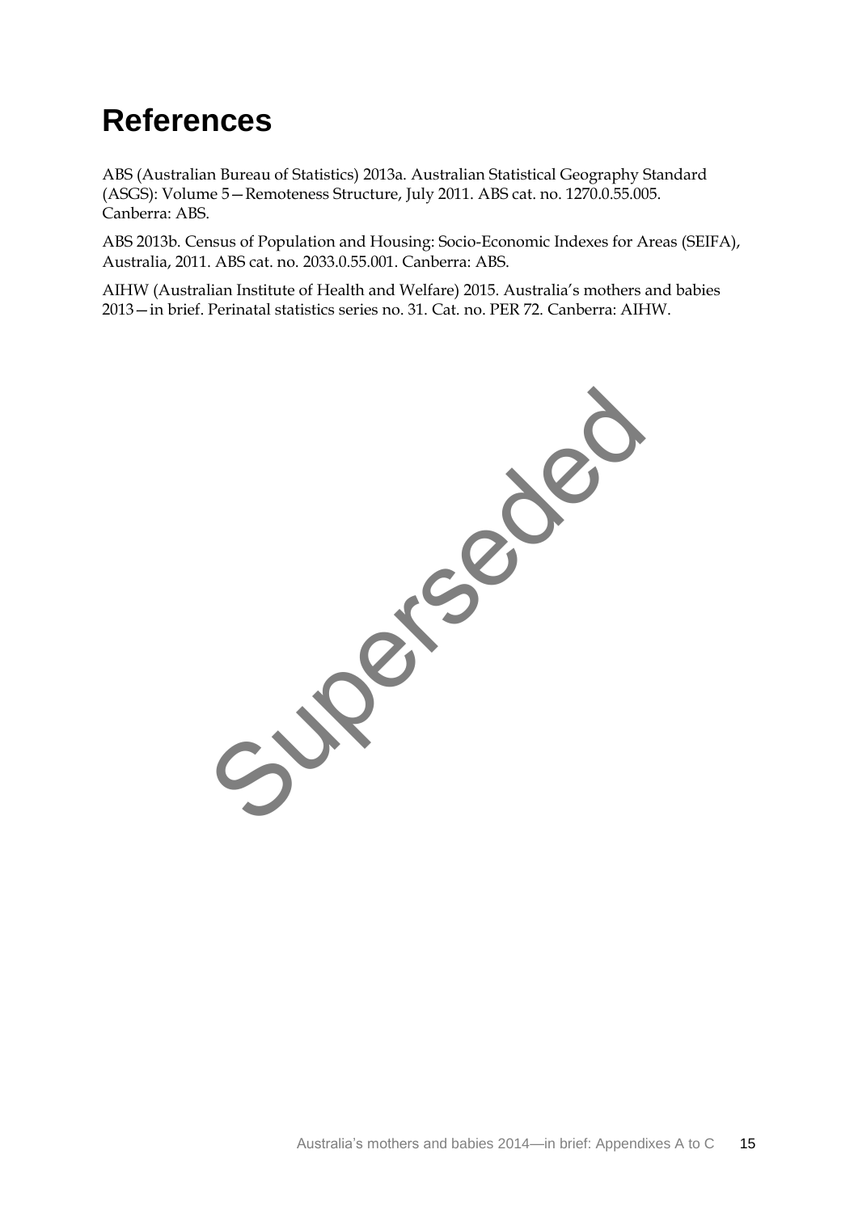# References

ABS (Australian Bureau of Statistics) 2013a. Australian Statistical Geography Standard (ASGS): Volume 5—Remoteness Structure, July 2011. ABS cat. no. 1270.0.55.005. Canberra: ABS.

ABS 2013b. Census of Population and Housing: Socio-Economic Indexes for Areas (SEIFA), Australia, 2011. ABS cat. no. 2033.0.55.001. Canberra: ABS.

AIHW (Australian Institute of Health and Welfare) 2015. Australia's mothers and babies 2013—in brief. Perinatal statistics series no. 31. Cat. no. PER 72. Canberra: AIHW.

Superseded